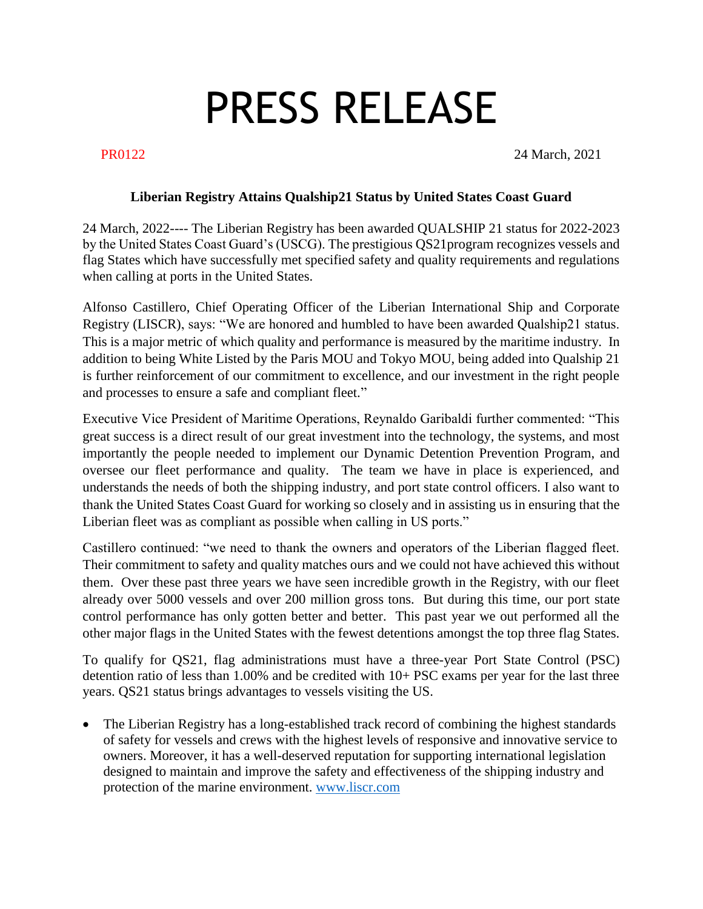# PRESS RELEASE

PR0122 24 March, 2021

**Liberian Registry Attains Qualship21 Status by United States Coast Guard**

24 March, 2022---- The Liberian Registry has been awarded QUALSHIP 21 status for 2022-2023 by the United States Coast Guard's (USCG). The prestigious QS21program recognizes vessels and flag States which have successfully met specified safety and quality requirements and regulations when calling at ports in the United States.

Alfonso Castillero, Chief Operating Officer of the Liberian International Ship and Corporate Registry (LISCR), says: "We are honored and humbled to have been awarded Qualship21 status. This is a major metric of which quality and performance is measured by the maritime industry. In addition to being White Listed by the Paris MOU and Tokyo MOU, being added into Qualship 21 is further reinforcement of our commitment to excellence, and our investment in the right people and processes to ensure a safe and compliant fleet."

Executive Vice President of Maritime Operations, Reynaldo Garibaldi further commented: "This great success is a direct result of our great investment into the technology, the systems, and most importantly the people needed to implement our Dynamic Detention Prevention Program, and oversee our fleet performance and quality. The team we have in place is experienced, and understands the needs of both the shipping industry, and port state control officers. I also want to thank the United States Coast Guard for working so closely and in assisting us in ensuring that the Liberian fleet was as compliant as possible when calling in US ports."

Castillero continued: "we need to thank the owners and operators of the Liberian flagged fleet. Their commitment to safety and quality matches ours and we could not have achieved this without them. Over these past three years we have seen incredible growth in the Registry, with our fleet already over 5000 vessels and over 200 million gross tons. But during this time, our port state control performance has only gotten better and better. This past year we out performed all the other major flags in the United States with the fewest detentions amongst the top three flag States.

To qualify for QS21, flag administrations must have a three-year Port State Control (PSC) detention ratio of less than 1.00% and be credited with 10+ PSC exams per year for the last three years. QS21 status brings advantages to vessels visiting the US.

- The Liberian Registry has a long-established track record of combining the highest standards of safety for vessels and crews with the highest levels of responsive and innovative service to owners. Moreover, it has a well-deserved reputation for supporting international legislation designed to maintain and improve the safety and effectiveness of the shipping industry and protection of the marine environment. [www.liscr.com](http://www.liscr.com)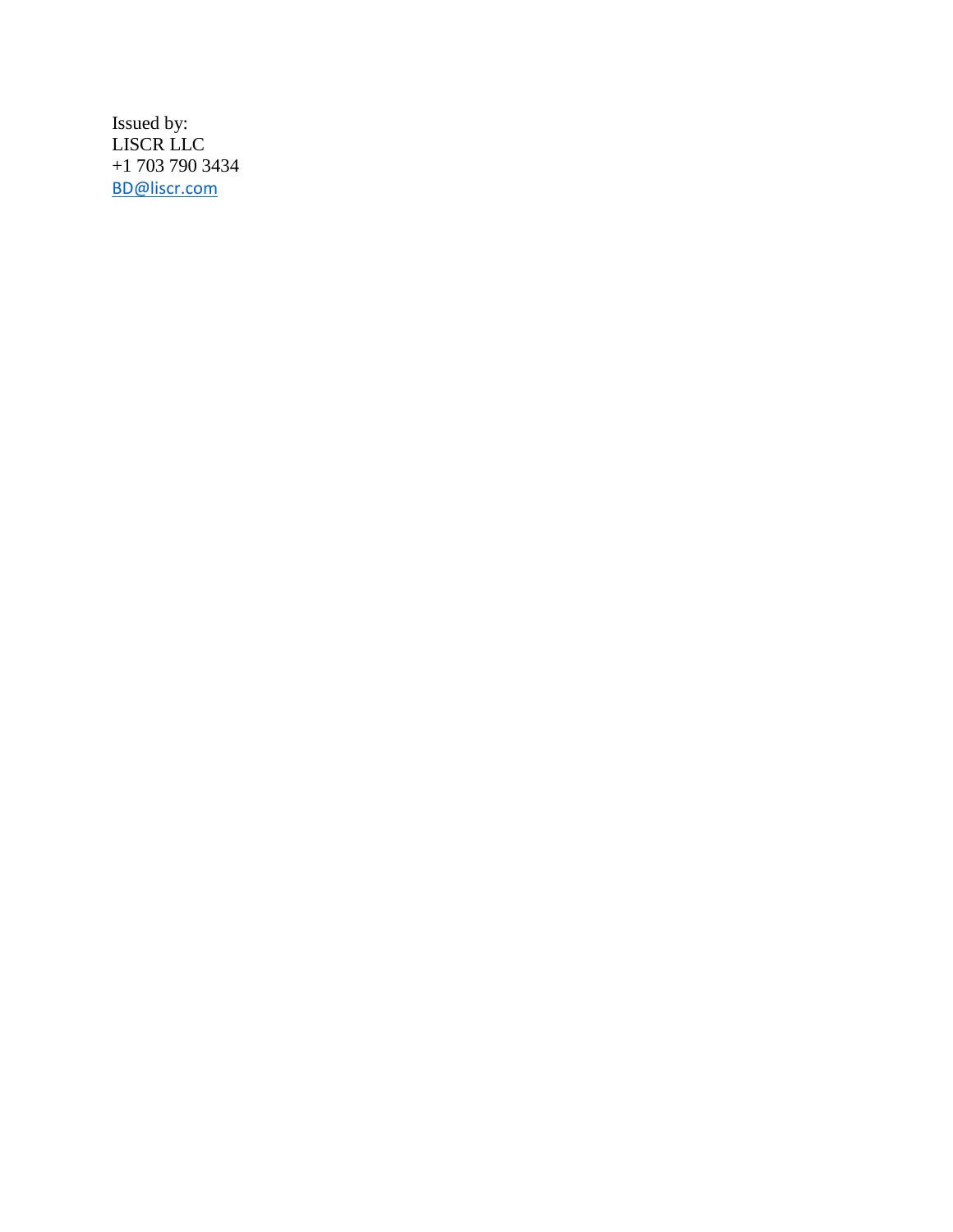Issued by:
LISCR LLC
+1 703 790 3434
BD@liscr.com